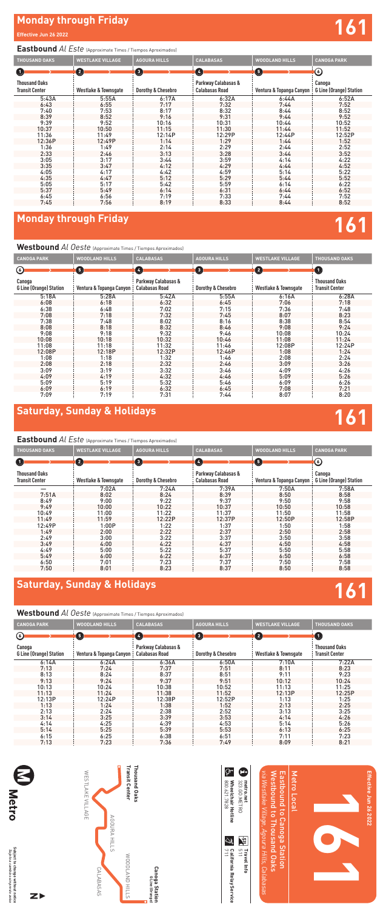# Monday through Friday

**Effective Jun 26 2022**

161

## Eastbound *Al Este* (Approximate Times / Tiempos Aproximados)

| THOUSAND OAKS | WESTLAKE VILLAGE | AGOURA HILLS | CALABASAS | WOODLAND HILLS | CANOGA PARK |
|---|---|---|---|---|---|
| 1 | 2 | 3 | 4 | 5 | 6 |
| Thousand Oaks Transit Center | Westlake & Townsgate | Dorothy & Chesebro | Parkway Calabasas & Calabasas Road | Ventura & Topanga Canyon | Canoga G Line (Orange) Station |
| 5:43A | 5:55A | 6:17A | 6:32A | 6:44A | 6:52A |
| 6:43 | 6:55 | 7:17 | 7:32 | 7:44 | 7:52 |
| 7:40 | 7:53 | 8:17 | 8:32 | 8:44 | 8:52 |
| 8:39 | 8:52 | 9:16 | 9:31 | 9:44 | 9:52 |
| 9:39 | 9:52 | 10:16 | 10:31 | 10:44 | 10:52 |
| 10:37 | 10:50 | 11:15 | 11:30 | 11:44 | 11:52 |
| 11:36 | 11:49 | 12:14P | 12:29P | 12:44P | 12:52P |
| 12:36P | 12:49P | 1:14 | 1:29 | 1:44 | 1:52 |
| 1:36 | 1:49 | 2:14 | 2:29 | 2:44 | 2:52 |
| 2:33 | 2:46 | 3:13 | 3:28 | 3:44 | 3:52 |
| 3:05 | 3:17 | 3:44 | 3:59 | 4:14 | 4:22 |
| 3:35 | 3:47 | 4:12 | 4:29 | 4:44 | 4:52 |
| 4:05 | 4:17 | 4:42 | 4:59 | 5:14 | 5:22 |
| 4:35 | 4:47 | 5:12 | 5:29 | 5:44 | 5:52 |
| 5:05 | 5:17 | 5:42 | 5:59 | 6:14 | 6:22 |
| 5:37 | 5:49 | 6:14 | 6:31 | 6:44 | 6:52 |
| 6:45 | 6:56 | 7:19 | 7:33 | 7:44 | 7:52 |
| 7:45 | 7:56 | 8:19 | 8:33 | 8:44 | 8:52 |

# Monday through Friday

161

## Westbound *Al Oeste* (Approximate Times / Tiempos Aproximados)

| CANOGA PARK | WOODLAND HILLS | CALABASAS | AGOURA HILLS | WESTLAKE VILLAGE | THOUSAND OAKS |
|---|---|---|---|---|---|
| 6 | 5 | 4 | 3 | 2 | 1 |
| Canoga G Line (Orange) Station | Ventura & Topanga Canyon | Parkway Calabasas & Calabasas Road | Dorothy & Chesebro | Westlake & Townsgate | Thousand Oaks Transit Center |
| 5:18A | 5:28A | 5:42A | 5:55A | 6:16A | 6:28A |
| 6:08 | 6:18 | 6:32 | 6:45 | 7:06 | 7:18 |
| 6:38 | 6:48 | 7:02 | 7:15 | 7:36 | 7:48 |
| 7:08 | 7:18 | 7:32 | 7:45 | 8:07 | 8:23 |
| 7:38 | 7:48 | 8:02 | 8:16 | 8:38 | 8:54 |
| 8:08 | 8:18 | 8:32 | 8:46 | 9:08 | 9:24 |
| 9:08 | 9:18 | 9:32 | 9:46 | 10:08 | 10:24 |
| 10:08 | 10:18 | 10:32 | 10:46 | 11:08 | 11:24 |
| 11:08 | 11:18 | 11:32 | 11:46 | 12:08P | 12:24P |
| 12:08P | 12:18P | 12:32P | 12:46P | 1:08 | 1:24 |
| 1:08 | 1:18 | 1:32 | 1:46 | 2:08 | 2:24 |
| 2:08 | 2:18 | 2:32 | 2:46 | 3:09 | 3:26 |
| 3:09 | 3:19 | 3:32 | 3:46 | 4:09 | 4:26 |
| 4:09 | 4:19 | 4:32 | 4:46 | 5:09 | 5:26 |
| 5:09 | 5:19 | 5:32 | 5:46 | 6:09 | 6:26 |
| 6:09 | 6:19 | 6:32 | 6:45 | 7:08 | 7:21 |
| 7:09 | 7:19 | 7:31 | 7:44 | 8:07 | 8:20 |

# Saturday, Sunday & Holidays

161

## Eastbound *Al Este* (Approximate Times / Tiempos Aproximados)

| THOUSAND OAKS | WESTLAKE VILLAGE | AGOURA HILLS | CALABASAS | WOODLAND HILLS | CANOGA PARK |
|---|---|---|---|---|---|
| 1 | 2 | 3 | 4 | 5 | 6 |
| Thousand Oaks Transit Center | Westlake & Townsgate | Dorothy & Chesebro | Parkway Calabasas & Calabasas Road | Ventura & Topanga Canyon | Canoga G Line (Orange) Station |
| — | 7:02A | 7:24A | 7:39A | 7:50A | 7:58A |
| 7:51A | 8:02 | 8:24 | 8:39 | 8:50 | 8:58 |
| 8:49 | 9:00 | 9:22 | 9:37 | 9:50 | 9:58 |
| 9:49 | 10:00 | 10:22 | 10:37 | 10:50 | 10:58 |
| 10:49 | 11:00 | 11:22 | 11:37 | 11:50 | 11:58 |
| 11:49 | 11:59 | 12:22P | 12:37P | 12:50P | 12:58P |
| 12:49P | 1:00P | 1:22 | 1:37 | 1:50 | 1:58 |
| 1:49 | 2:00 | 2:22 | 2:37 | 2:50 | 2:58 |
| 2:49 | 3:00 | 3:22 | 3:37 | 3:50 | 3:58 |
| 3:49 | 4:00 | 4:22 | 4:37 | 4:50 | 4:58 |
| 4:49 | 5:00 | 5:22 | 5:37 | 5:50 | 5:58 |
| 5:49 | 6:00 | 6:22 | 6:37 | 6:50 | 6:58 |
| 6:50 | 7:01 | 7:23 | 7:37 | 7:50 | 7:58 |
| 7:50 | 8:01 | 8:23 | 8:37 | 8:50 | 8:58 |

# Saturday, Sunday & Holidays

161

## Westbound *Al Oeste* (Approximate Times / Tiempos Aproximados)

| CANOGA PARK | WOODLAND HILLS | CALABASAS | AGOURA HILLS | WESTLAKE VILLAGE | THOUSAND OAKS |
|---|---|---|---|---|---|
| 6 | 5 | 4 | 3 | 2 | 1 |
| Canoga G Line (Orange) Station | Ventura & Topanga Canyon | Parkway Calabasas & Calabasas Road | Dorothy & Chesebro | Westlake & Townsgate | Thousand Oaks Transit Center |
| 6:14A | 6:24A | 6:36A | 6:50A | 7:10A | 7:22A |
| 7:13 | 7:24 | 7:37 | 7:51 | 8:11 | 8:23 |
| 8:13 | 8:24 | 8:37 | 8:51 | 9:11 | 9:23 |
| 9:13 | 9:24 | 9:37 | 9:51 | 10:12 | 10:24 |
| 10:13 | 10:24 | 10:38 | 10:52 | 11:13 | 11:25 |
| 11:13 | 11:24 | 11:38 | 11:52 | 12:13P | 12:25P |
| 12:13P | 12:24P | 12:38P | 12:52P | 1:13 | 1:25 |
| 1:13 | 1:24 | 1:38 | 1:52 | 2:13 | 2:25 |
| 2:13 | 2:24 | 2:38 | 2:52 | 3:13 | 3:25 |
| 3:14 | 3:25 | 3:39 | 3:53 | 4:14 | 4:26 |
| 4:14 | 4:25 | 4:39 | 4:53 | 5:14 | 5:26 |
| 5:14 | 5:25 | 5:39 | 5:53 | 6:13 | 6:25 |
| 6:15 | 6:25 | 6:38 | 6:51 | 7:11 | 7:23 |
| 7:13 | 7:23 | 7:36 | 7:49 | 8:09 | 8:21 |

Effective Jun 26 2022

161

Metro Local

Eastbound to Canoga Station
Westbound to Thousand Oaks

*via Westlake Village, Agoura Hills, Calabasas*

metro.net
323.GO.METRO

Wheelchair Hotline
800.621.7828

Travel Info
511

California Relay Service
711

Thousand Oaks Transit Center — Westlake Village — Agoura Hills — Calabasas — Woodland Hills — Canoga Station (G Line (Orange))

Metro

Subject to change without notice
Sujeto a cambios sin previo aviso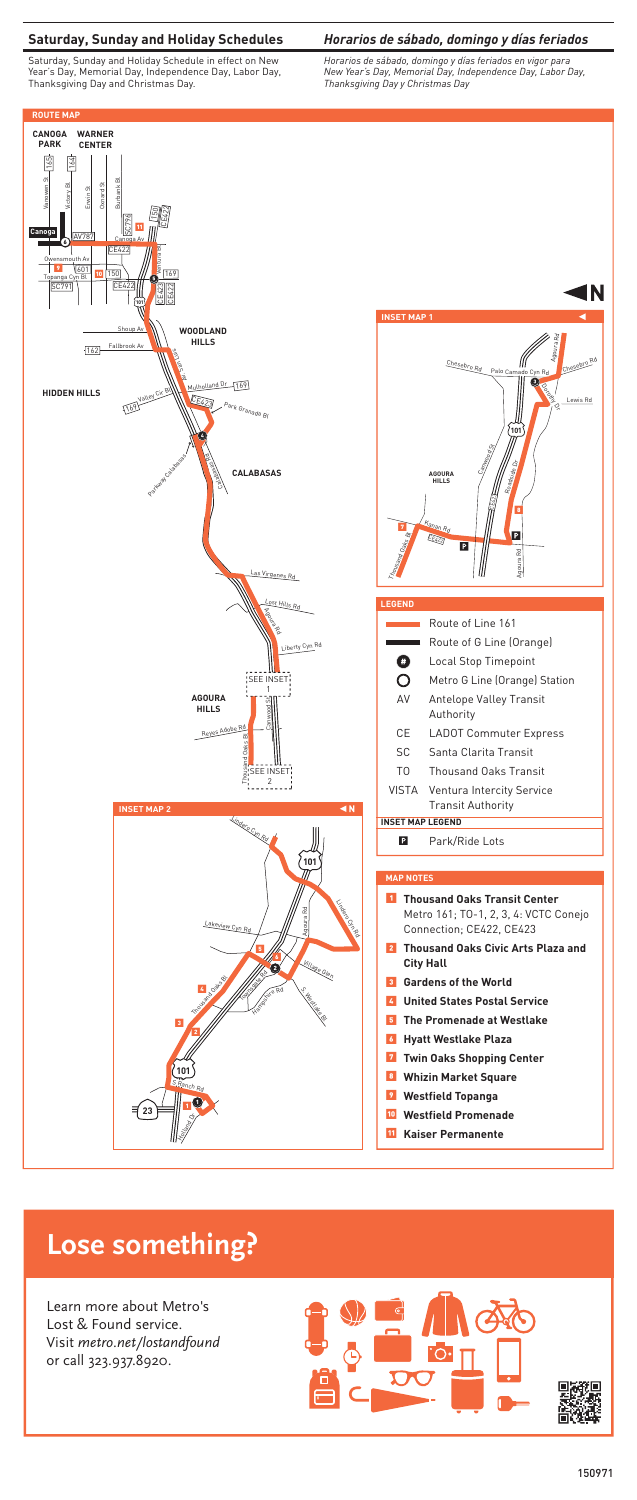## Saturday, Sunday and Holiday Schedules

Saturday, Sunday and Holiday Schedule in effect on New Year's Day, Memorial Day, Independence Day, Labor Day, Thanksgiving Day and Christmas Day.

## *Horarios de sábado, domingo y días feriados*

*Horarios de sábado, domingo y días feriados en vigor para New Year's Day, Memorial Day, Independence Day, Labor Day, Thanksgiving Day y Christmas Day*

### ROUTE MAP

CANOGA PARK
WARNER CENTER
WOODLAND HILLS
HIDDEN HILLS
CALABASAS
AGOURA HILLS

SEE INSET 1
SEE INSET 2

### INSET MAP 1

### INSET MAP 2

### LEGEND

| | |
|---|---|
| | Route of Line 161 |
| | Route of G Line (Orange) |
| # | Local Stop Timepoint |
| | Metro G Line (Orange) Station |
| AV | Antelope Valley Transit Authority |
| CE | LADOT Commuter Express |
| SC | Santa Clarita Transit |
| TO | Thousand Oaks Transit |
| VISTA | Ventura Intercity Service Transit Authority |

### INSET MAP LEGEND

P Park/Ride Lots

### MAP NOTES

1. **Thousand Oaks Transit Center** Metro 161; TO-1, 2, 3, 4: VCTC Conejo Connection; CE422, CE423
2. **Thousand Oaks Civic Arts Plaza and City Hall**
3. **Gardens of the World**
4. **United States Postal Service**
5. **The Promenade at Westlake**
6. **Hyatt Westlake Plaza**
7. **Twin Oaks Shopping Center**
8. **Whizin Market Square**
9. **Westfield Topanga**
10. **Westfield Promenade**
11. **Kaiser Permanente**

# Lose something?

Learn more about Metro's Lost & Found service. Visit *metro.net/lostandfound* or call 323.937.8920.

150971